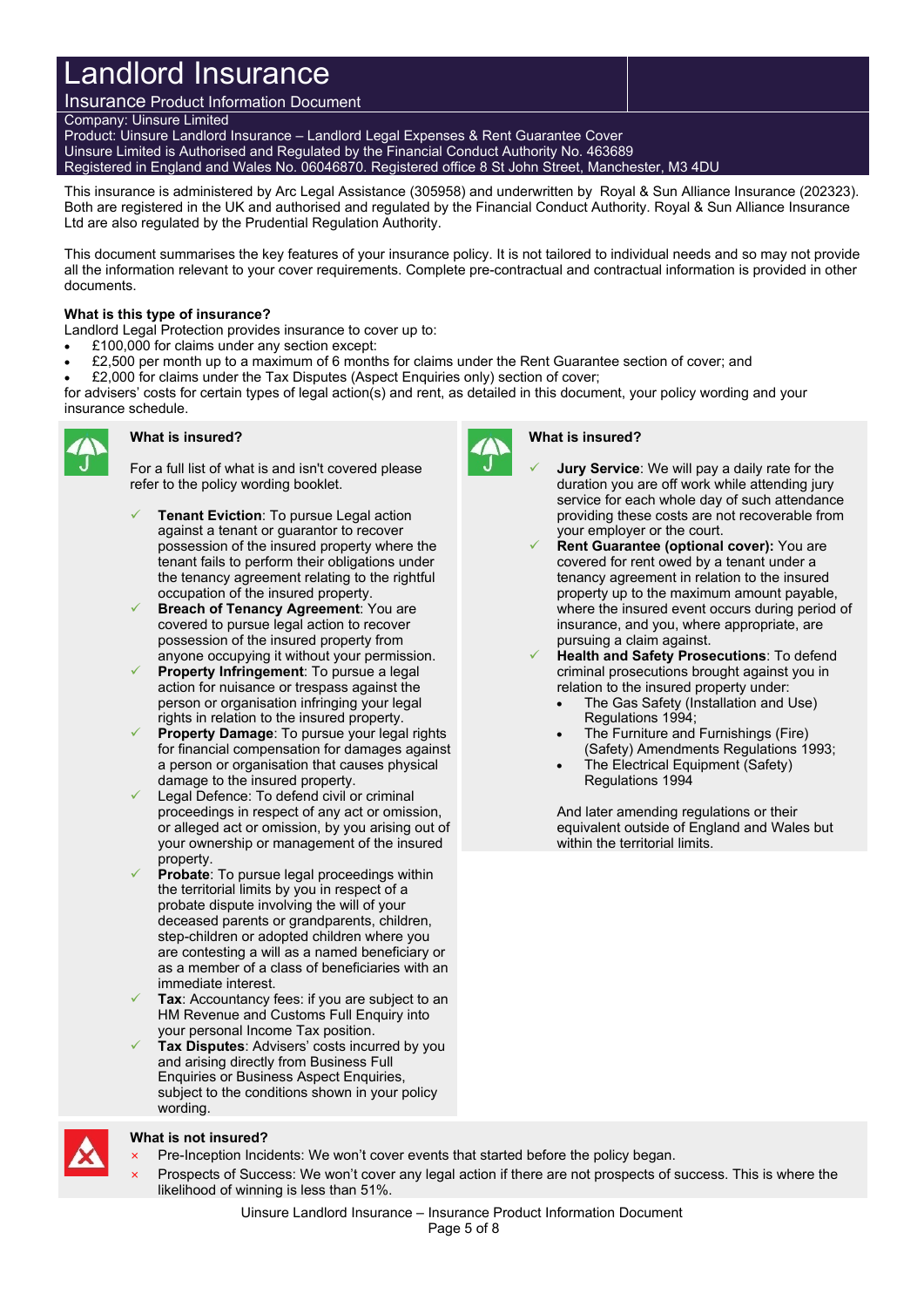# Landlord Insurance

## Insurance Product Information Document

Company: Uinsure Limited
Product: Uinsure Landlord Insurance – Landlord Legal Expenses & Rent Guarantee Cover
Uinsure Limited is Authorised and Regulated by the Financial Conduct Authority No. 463689
Registered in England and Wales No. 06046870. Registered office 8 St John Street, Manchester, M3 4DU

This insurance is administered by Arc Legal Assistance (305958) and underwritten by Royal & Sun Alliance Insurance (202323). Both are registered in the UK and authorised and regulated by the Financial Conduct Authority. Royal & Sun Alliance Insurance Ltd are also regulated by the Prudential Regulation Authority.

This document summarises the key features of your insurance policy. It is not tailored to individual needs and so may not provide all the information relevant to your cover requirements. Complete pre-contractual and contractual information is provided in other documents.

**What is this type of insurance?**

Landlord Legal Protection provides insurance to cover up to:

- £100,000 for claims under any section except:
- £2,500 per month up to a maximum of 6 months for claims under the Rent Guarantee section of cover; and
- £2,000 for claims under the Tax Disputes (Aspect Enquiries only) section of cover;

for advisers' costs for certain types of legal action(s) and rent, as detailed in this document, your policy wording and your insurance schedule.

### What is insured?

For a full list of what is and isn't covered please refer to the policy wording booklet.

- ✓ **Tenant Eviction**: To pursue Legal action against a tenant or guarantor to recover possession of the insured property where the tenant fails to perform their obligations under the tenancy agreement relating to the rightful occupation of the insured property.
- ✓ **Breach of Tenancy Agreement**: You are covered to pursue legal action to recover possession of the insured property from anyone occupying it without your permission.
- ✓ **Property Infringement**: To pursue a legal action for nuisance or trespass against the person or organisation infringing your legal rights in relation to the insured property.
- ✓ **Property Damage**: To pursue your legal rights for financial compensation for damages against a person or organisation that causes physical damage to the insured property.
- ✓ Legal Defence: To defend civil or criminal proceedings in respect of any act or omission, or alleged act or omission, by you arising out of your ownership or management of the insured property.
- ✓ **Probate**: To pursue legal proceedings within the territorial limits by you in respect of a probate dispute involving the will of your deceased parents or grandparents, children, step-children or adopted children where you are contesting a will as a named beneficiary or as a member of a class of beneficiaries with an immediate interest.
- ✓ **Tax**: Accountancy fees: if you are subject to an HM Revenue and Customs Full Enquiry into your personal Income Tax position.
- ✓ **Tax Disputes**: Advisers' costs incurred by you and arising directly from Business Full Enquiries or Business Aspect Enquiries, subject to the conditions shown in your policy wording.
- ✓ **Jury Service**: We will pay a daily rate for the duration you are off work while attending jury service for each whole day of such attendance providing these costs are not recoverable from your employer or the court.
- ✓ **Rent Guarantee (optional cover):** You are covered for rent owed by a tenant under a tenancy agreement in relation to the insured property up to the maximum amount payable, where the insured event occurs during period of insurance, and you, where appropriate, are pursuing a claim against.
- ✓ **Health and Safety Prosecutions**: To defend criminal prosecutions brought against you in relation to the insured property under:
  - The Gas Safety (Installation and Use) Regulations 1994;
  - The Furniture and Furnishings (Fire) (Safety) Amendments Regulations 1993;
  - The Electrical Equipment (Safety) Regulations 1994

  And later amending regulations or their equivalent outside of England and Wales but within the territorial limits.

### What is not insured?

- × Pre-Inception Incidents: We won't cover events that started before the policy began.
- × Prospects of Success: We won't cover any legal action if there are not prospects of success. This is where the likelihood of winning is less than 51%.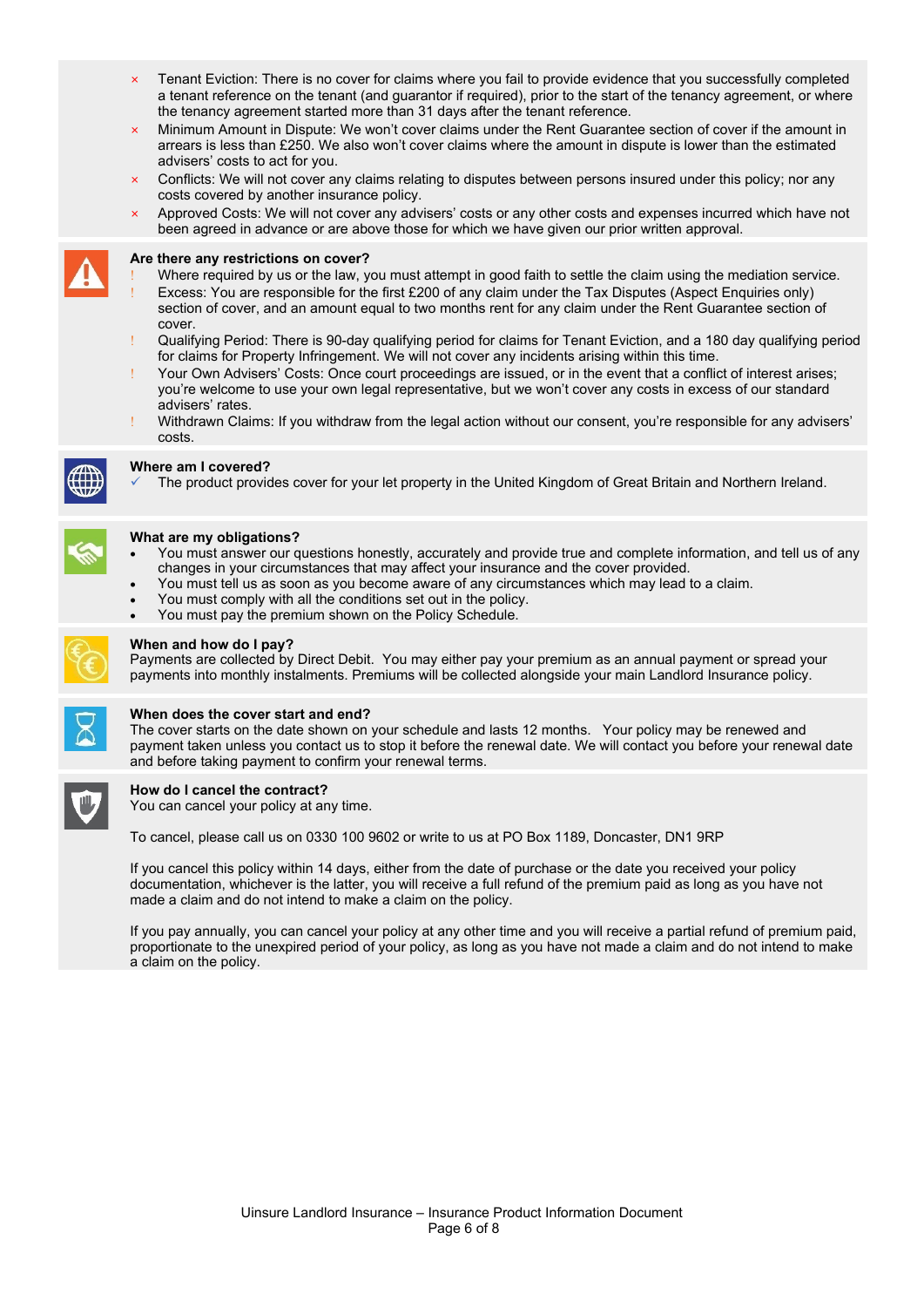- × Tenant Eviction: There is no cover for claims where you fail to provide evidence that you successfully completed a tenant reference on the tenant (and guarantor if required), prior to the start of the tenancy agreement, or where the tenancy agreement started more than 31 days after the tenant reference.
- × Minimum Amount in Dispute: We won't cover claims under the Rent Guarantee section of cover if the amount in arrears is less than £250. We also won't cover claims where the amount in dispute is lower than the estimated advisers' costs to act for you.
- × Conflicts: We will not cover any claims relating to disputes between persons insured under this policy; nor any costs covered by another insurance policy.
- × Approved Costs: We will not cover any advisers' costs or any other costs and expenses incurred which have not been agreed in advance or are above those for which we have given our prior written approval.

### Are there any restrictions on cover?

- ! Where required by us or the law, you must attempt in good faith to settle the claim using the mediation service.
- ! Excess: You are responsible for the first £200 of any claim under the Tax Disputes (Aspect Enquiries only) section of cover, and an amount equal to two months rent for any claim under the Rent Guarantee section of cover.
- ! Qualifying Period: There is 90-day qualifying period for claims for Tenant Eviction, and a 180 day qualifying period for claims for Property Infringement. We will not cover any incidents arising within this time.
- ! Your Own Advisers' Costs: Once court proceedings are issued, or in the event that a conflict of interest arises; you're welcome to use your own legal representative, but we won't cover any costs in excess of our standard advisers' rates.
- ! Withdrawn Claims: If you withdraw from the legal action without our consent, you're responsible for any advisers' costs.

### Where am I covered?

- ✓ The product provides cover for your let property in the United Kingdom of Great Britain and Northern Ireland.

### What are my obligations?

- You must answer our questions honestly, accurately and provide true and complete information, and tell us of any changes in your circumstances that may affect your insurance and the cover provided.
- You must tell us as soon as you become aware of any circumstances which may lead to a claim.
- You must comply with all the conditions set out in the policy.
- You must pay the premium shown on the Policy Schedule.

### When and how do I pay?

Payments are collected by Direct Debit. You may either pay your premium as an annual payment or spread your payments into monthly instalments. Premiums will be collected alongside your main Landlord Insurance policy.

### When does the cover start and end?

The cover starts on the date shown on your schedule and lasts 12 months. Your policy may be renewed and payment taken unless you contact us to stop it before the renewal date. We will contact you before your renewal date and before taking payment to confirm your renewal terms.

### How do I cancel the contract?

You can cancel your policy at any time.

To cancel, please call us on 0330 100 9602 or write to us at PO Box 1189, Doncaster, DN1 9RP

If you cancel this policy within 14 days, either from the date of purchase or the date you received your policy documentation, whichever is the latter, you will receive a full refund of the premium paid as long as you have not made a claim and do not intend to make a claim on the policy.

If you pay annually, you can cancel your policy at any other time and you will receive a partial refund of premium paid, proportionate to the unexpired period of your policy, as long as you have not made a claim and do not intend to make a claim on the policy.